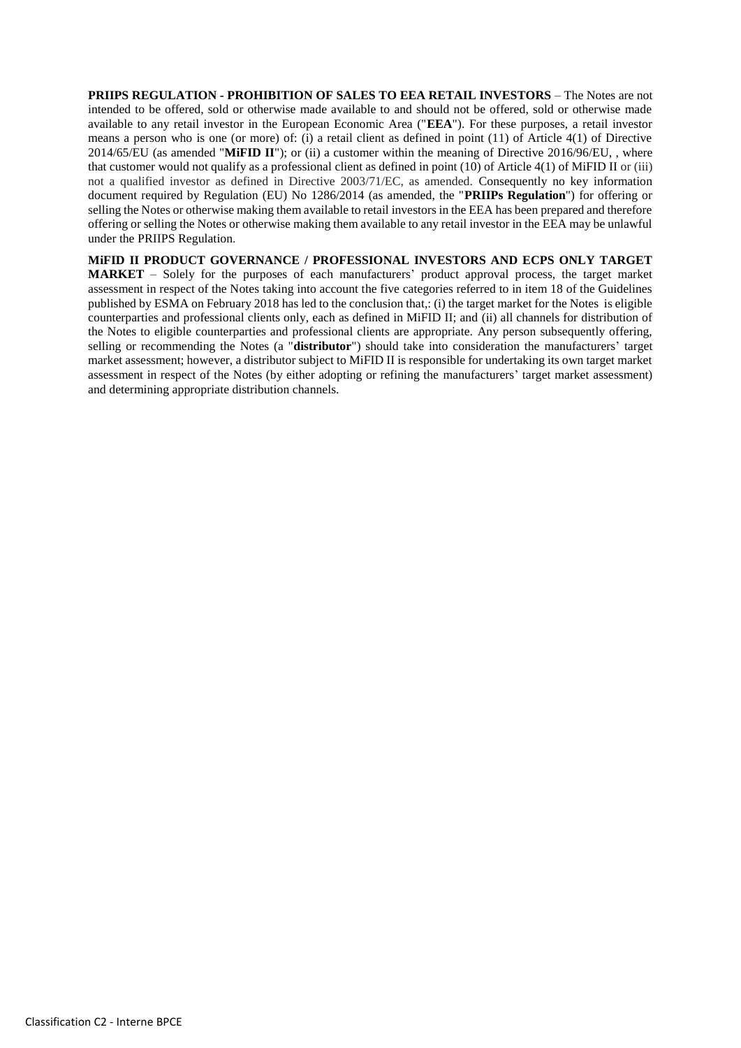**PRIIPS REGULATION - PROHIBITION OF SALES TO EEA RETAIL INVESTORS** – The Notes are not intended to be offered, sold or otherwise made available to and should not be offered, sold or otherwise made available to any retail investor in the European Economic Area ("**EEA**"). For these purposes, a retail investor means a person who is one (or more) of: (i) a retail client as defined in point (11) of Article 4(1) of Directive 2014/65/EU (as amended "**MiFID II**"); or (ii) a customer within the meaning of Directive 2016/96/EU, , where that customer would not qualify as a professional client as defined in point (10) of Article 4(1) of MiFID II or (iii) not a qualified investor as defined in Directive 2003/71/EC, as amended. Consequently no key information document required by Regulation (EU) No 1286/2014 (as amended, the "**PRIIPs Regulation**") for offering or selling the Notes or otherwise making them available to retail investors in the EEA has been prepared and therefore offering or selling the Notes or otherwise making them available to any retail investor in the EEA may be unlawful under the PRIIPS Regulation.

**MiFID II PRODUCT GOVERNANCE / PROFESSIONAL INVESTORS AND ECPS ONLY TARGET MARKET** – Solely for the purposes of each manufacturers' product approval process, the target market assessment in respect of the Notes taking into account the five categories referred to in item 18 of the Guidelines published by ESMA on February 2018 has led to the conclusion that,: (i) the target market for the Notes is eligible counterparties and professional clients only, each as defined in MiFID II; and (ii) all channels for distribution of the Notes to eligible counterparties and professional clients are appropriate. Any person subsequently offering, selling or recommending the Notes (a "**distributor**") should take into consideration the manufacturers' target market assessment; however, a distributor subject to MiFID II is responsible for undertaking its own target market assessment in respect of the Notes (by either adopting or refining the manufacturers' target market assessment) and determining appropriate distribution channels.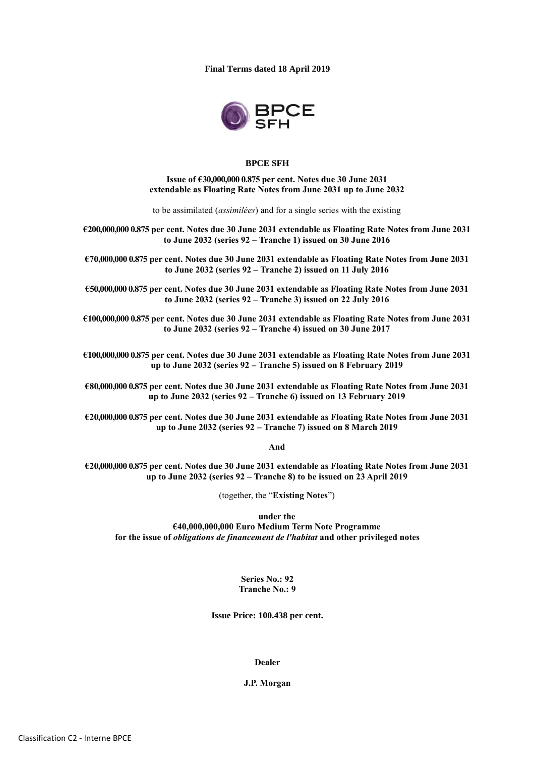**Final Terms dated 18 April 2019**

**BPCE SFH**

**Issue of €30,000,000 0.875 per cent. Notes due 30 June 2031 extendable as Floating Rate Notes from June 2031 up to June 2032**

to be assimilated (*assimilées*) and for a single series with the existing

**€200,000,000 0.875 per cent. Notes due 30 June 2031 extendable as Floating Rate Notes from June 2031 to June 2032 (series 92 – Tranche 1) issued on 30 June 2016**

**€70,000,000 0.875 per cent. Notes due 30 June 2031 extendable as Floating Rate Notes from June 2031 to June 2032 (series 92 – Tranche 2) issued on 11 July 2016**

**€50,000,000 0.875 per cent. Notes due 30 June 2031 extendable as Floating Rate Notes from June 2031 to June 2032 (series 92 – Tranche 3) issued on 22 July 2016**

**€100,000,000 0.875 per cent. Notes due 30 June 2031 extendable as Floating Rate Notes from June 2031 to June 2032 (series 92 – Tranche 4) issued on 30 June 2017**

**€100,000,000 0.875 per cent. Notes due 30 June 2031 extendable as Floating Rate Notes from June 2031 up to June 2032 (series 92 – Tranche 5) issued on 8 February 2019**

**€80,000,000 0.875 per cent. Notes due 30 June 2031 extendable as Floating Rate Notes from June 2031 up to June 2032 (series 92 – Tranche 6) issued on 13 February 2019**

**€20,000,000 0.875 per cent. Notes due 30 June 2031 extendable as Floating Rate Notes from June 2031 up to June 2032 (series 92 – Tranche 7) issued on 8 March 2019**

**And**

**€20,000,000 0.875 per cent. Notes due 30 June 2031 extendable as Floating Rate Notes from June 2031 up to June 2032 (series 92 – Tranche 8) to be issued on 23 April 2019**

(together, the "**Existing Notes**")

**under the**
**€40,000,000,000 Euro Medium Term Note Programme**
**for the issue of *obligations de financement de l'habitat* and other privileged notes**

**Series No.: 92**
**Tranche No.: 9**

**Issue Price: 100.438 per cent.**

**Dealer**

**J.P. Morgan**

Classification C2 - Interne BPCE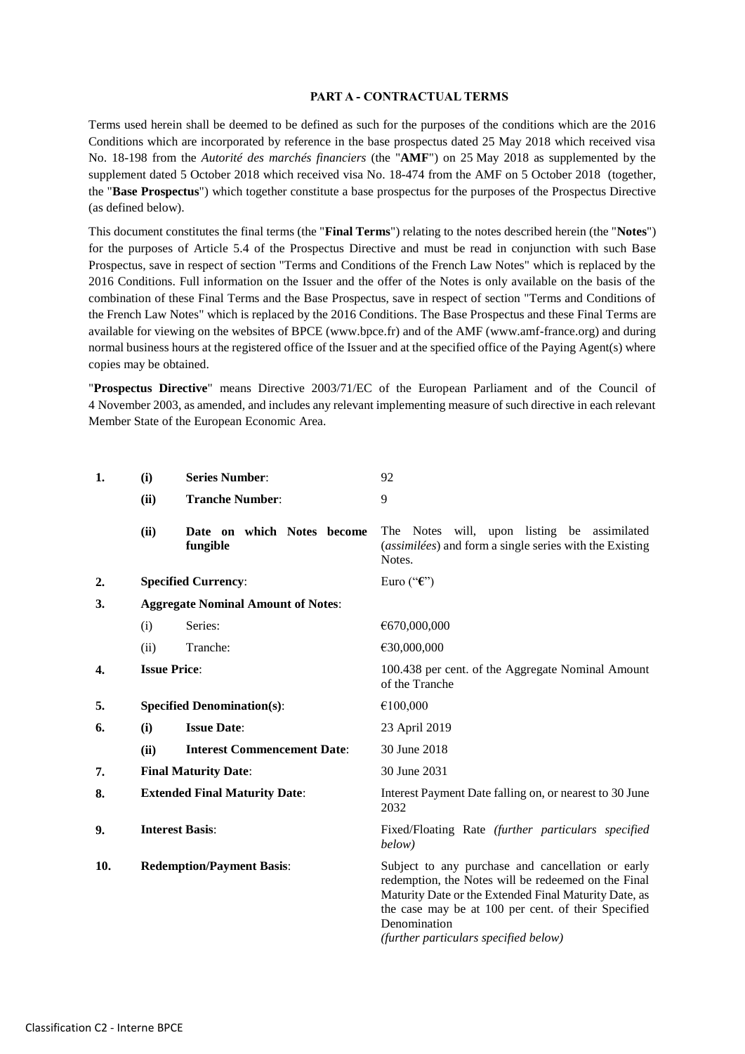## PART A - CONTRACTUAL TERMS

Terms used herein shall be deemed to be defined as such for the purposes of the conditions which are the 2016 Conditions which are incorporated by reference in the base prospectus dated 25 May 2018 which received visa No. 18-198 from the *Autorité des marchés financiers* (the "**AMF**") on 25 May 2018 as supplemented by the supplement dated 5 October 2018 which received visa No. 18-474 from the AMF on 5 October 2018 (together, the "**Base Prospectus**") which together constitute a base prospectus for the purposes of the Prospectus Directive (as defined below).

This document constitutes the final terms (the "**Final Terms**") relating to the notes described herein (the "**Notes**") for the purposes of Article 5.4 of the Prospectus Directive and must be read in conjunction with such Base Prospectus, save in respect of section "Terms and Conditions of the French Law Notes" which is replaced by the 2016 Conditions. Full information on the Issuer and the offer of the Notes is only available on the basis of the combination of these Final Terms and the Base Prospectus, save in respect of section "Terms and Conditions of the French Law Notes" which is replaced by the 2016 Conditions. The Base Prospectus and these Final Terms are available for viewing on the websites of BPCE (www.bpce.fr) and of the AMF (www.amf-france.org) and during normal business hours at the registered office of the Issuer and at the specified office of the Paying Agent(s) where copies may be obtained.

"**Prospectus Directive**" means Directive 2003/71/EC of the European Parliament and of the Council of 4 November 2003, as amended, and includes any relevant implementing measure of such directive in each relevant Member State of the European Economic Area.

| | | | |
|---|---|---|---|
| **1.** | **(i)** | **Series Number**: | 92 |
| | **(ii)** | **Tranche Number**: | 9 |
| | **(ii)** | **Date on which Notes become fungible** | The Notes will, upon listing be assimilated (*assimilées*) and form a single series with the Existing Notes. |
| **2.** | | **Specified Currency**: | Euro ("€") |
| **3.** | | **Aggregate Nominal Amount of Notes**: | |
| | (i) | Series: | €670,000,000 |
| | (ii) | Tranche: | €30,000,000 |
| **4.** | | **Issue Price**: | 100.438 per cent. of the Aggregate Nominal Amount of the Tranche |
| **5.** | | **Specified Denomination(s)**: | €100,000 |
| **6.** | **(i)** | **Issue Date**: | 23 April 2019 |
| | **(ii)** | **Interest Commencement Date**: | 30 June 2018 |
| **7.** | | **Final Maturity Date**: | 30 June 2031 |
| **8.** | | **Extended Final Maturity Date**: | Interest Payment Date falling on, or nearest to 30 June 2032 |
| **9.** | | **Interest Basis**: | Fixed/Floating Rate *(further particulars specified below)* |
| **10.** | | **Redemption/Payment Basis**: | Subject to any purchase and cancellation or early redemption, the Notes will be redeemed on the Final Maturity Date or the Extended Final Maturity Date, as the case may be at 100 per cent. of their Specified Denomination *(further particulars specified below)* |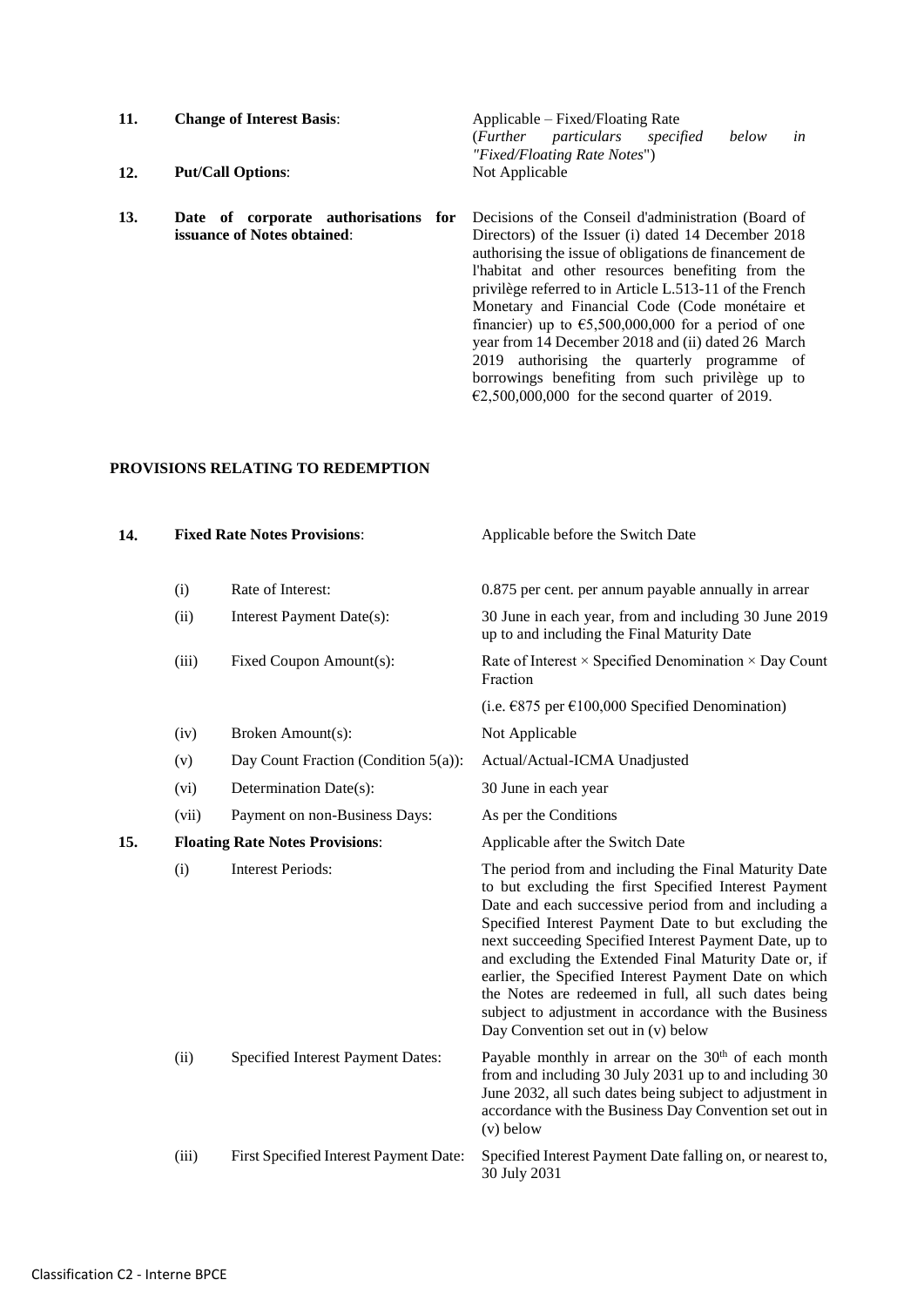| | | | |
|---|---|---|---|
| **11.** | **Change of Interest Basis**: | | Applicable – Fixed/Floating Rate (*Further particulars specified below in "Fixed/Floating Rate Notes*") |
| **12.** | **Put/Call Options**: | | Not Applicable |
| **13.** | **Date of corporate authorisations for issuance of Notes obtained**: | | Decisions of the Conseil d'administration (Board of Directors) of the Issuer (i) dated 14 December 2018 authorising the issue of obligations de financement de l'habitat and other resources benefiting from the privilège referred to in Article L.513-11 of the French Monetary and Financial Code (Code monétaire et financier) up to €5,500,000,000 for a period of one year from 14 December 2018 and (ii) dated 26 March 2019 authorising the quarterly programme of borrowings benefiting from such privilège up to €2,500,000,000 for the second quarter of 2019. |

**PROVISIONS RELATING TO REDEMPTION**

| | | | |
|---|---|---|---|
| **14.** | **Fixed Rate Notes Provisions**: | | Applicable before the Switch Date |
| | (i) | Rate of Interest: | 0.875 per cent. per annum payable annually in arrear |
| | (ii) | Interest Payment Date(s): | 30 June in each year, from and including 30 June 2019 up to and including the Final Maturity Date |
| | (iii) | Fixed Coupon Amount(s): | Rate of Interest × Specified Denomination × Day Count Fraction<br>(i.e. €875 per €100,000 Specified Denomination) |
| | (iv) | Broken Amount(s): | Not Applicable |
| | (v) | Day Count Fraction (Condition 5(a)): | Actual/Actual-ICMA Unadjusted |
| | (vi) | Determination Date(s): | 30 June in each year |
| | (vii) | Payment on non-Business Days: | As per the Conditions |
| **15.** | **Floating Rate Notes Provisions**: | | Applicable after the Switch Date |
| | (i) | Interest Periods: | The period from and including the Final Maturity Date to but excluding the first Specified Interest Payment Date and each successive period from and including a Specified Interest Payment Date to but excluding the next succeeding Specified Interest Payment Date, up to and excluding the Extended Final Maturity Date or, if earlier, the Specified Interest Payment Date on which the Notes are redeemed in full, all such dates being subject to adjustment in accordance with the Business Day Convention set out in (v) below |
| | (ii) | Specified Interest Payment Dates: | Payable monthly in arrear on the 30th of each month from and including 30 July 2031 up to and including 30 June 2032, all such dates being subject to adjustment in accordance with the Business Day Convention set out in (v) below |
| | (iii) | First Specified Interest Payment Date: | Specified Interest Payment Date falling on, or nearest to, 30 July 2031 |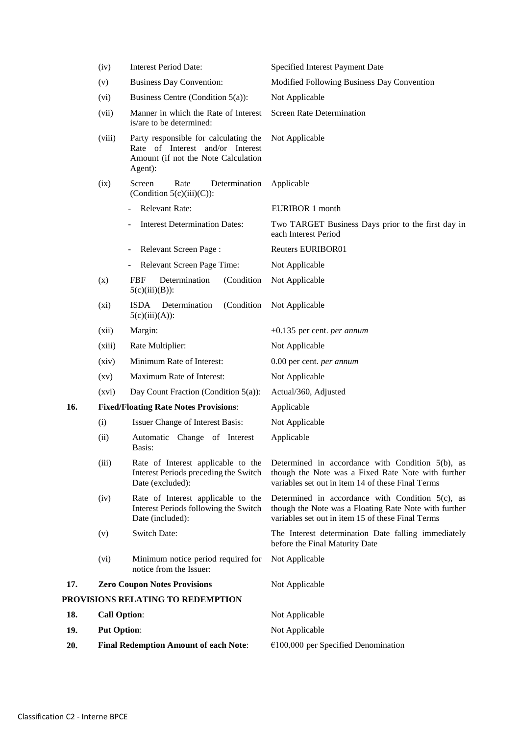| | | | |
|---|---|---|---|
| | (iv) | Interest Period Date: | Specified Interest Payment Date |
| | (v) | Business Day Convention: | Modified Following Business Day Convention |
| | (vi) | Business Centre (Condition 5(a)): | Not Applicable |
| | (vii) | Manner in which the Rate of Interest is/are to be determined: | Screen Rate Determination |
| | (viii) | Party responsible for calculating the Rate of Interest and/or Interest Amount (if not the Note Calculation Agent): | Not Applicable |
| | (ix) | Screen Rate Determination (Condition 5(c)(iii)(C)): | Applicable |
| | | - Relevant Rate: | EURIBOR 1 month |
| | | - Interest Determination Dates: | Two TARGET Business Days prior to the first day in each Interest Period |
| | | - Relevant Screen Page : | Reuters EURIBOR01 |
| | | - Relevant Screen Page Time: | Not Applicable |
| | (x) | FBF Determination (Condition 5(c)(iii)(B)): | Not Applicable |
| | (xi) | ISDA Determination (Condition 5(c)(iii)(A)): | Not Applicable |
| | (xii) | Margin: | +0.135 per cent. *per annum* |
| | (xiii) | Rate Multiplier: | Not Applicable |
| | (xiv) | Minimum Rate of Interest: | 0.00 per cent. *per annum* |
| | (xv) | Maximum Rate of Interest: | Not Applicable |
| | (xvi) | Day Count Fraction (Condition 5(a)): | Actual/360, Adjusted |
| **16.** | **Fixed/Floating Rate Notes Provisions**: | | Applicable |
| | (i) | Issuer Change of Interest Basis: | Not Applicable |
| | (ii) | Automatic Change of Interest Basis: | Applicable |
| | (iii) | Rate of Interest applicable to the Interest Periods preceding the Switch Date (excluded): | Determined in accordance with Condition 5(b), as though the Note was a Fixed Rate Note with further variables set out in item 14 of these Final Terms |
| | (iv) | Rate of Interest applicable to the Interest Periods following the Switch Date (included): | Determined in accordance with Condition 5(c), as though the Note was a Floating Rate Note with further variables set out in item 15 of these Final Terms |
| | (v) | Switch Date: | The Interest determination Date falling immediately before the Final Maturity Date |
| | (vi) | Minimum notice period required for notice from the Issuer: | Not Applicable |
| **17.** | **Zero Coupon Notes Provisions** | | Not Applicable |

**PROVISIONS RELATING TO REDEMPTION**

| | | |
|---|---|---|
| **18.** | **Call Option**: | Not Applicable |
| **19.** | **Put Option**: | Not Applicable |
| **20.** | **Final Redemption Amount of each Note**: | €100,000 per Specified Denomination |

Classification C2 - Interne BPCE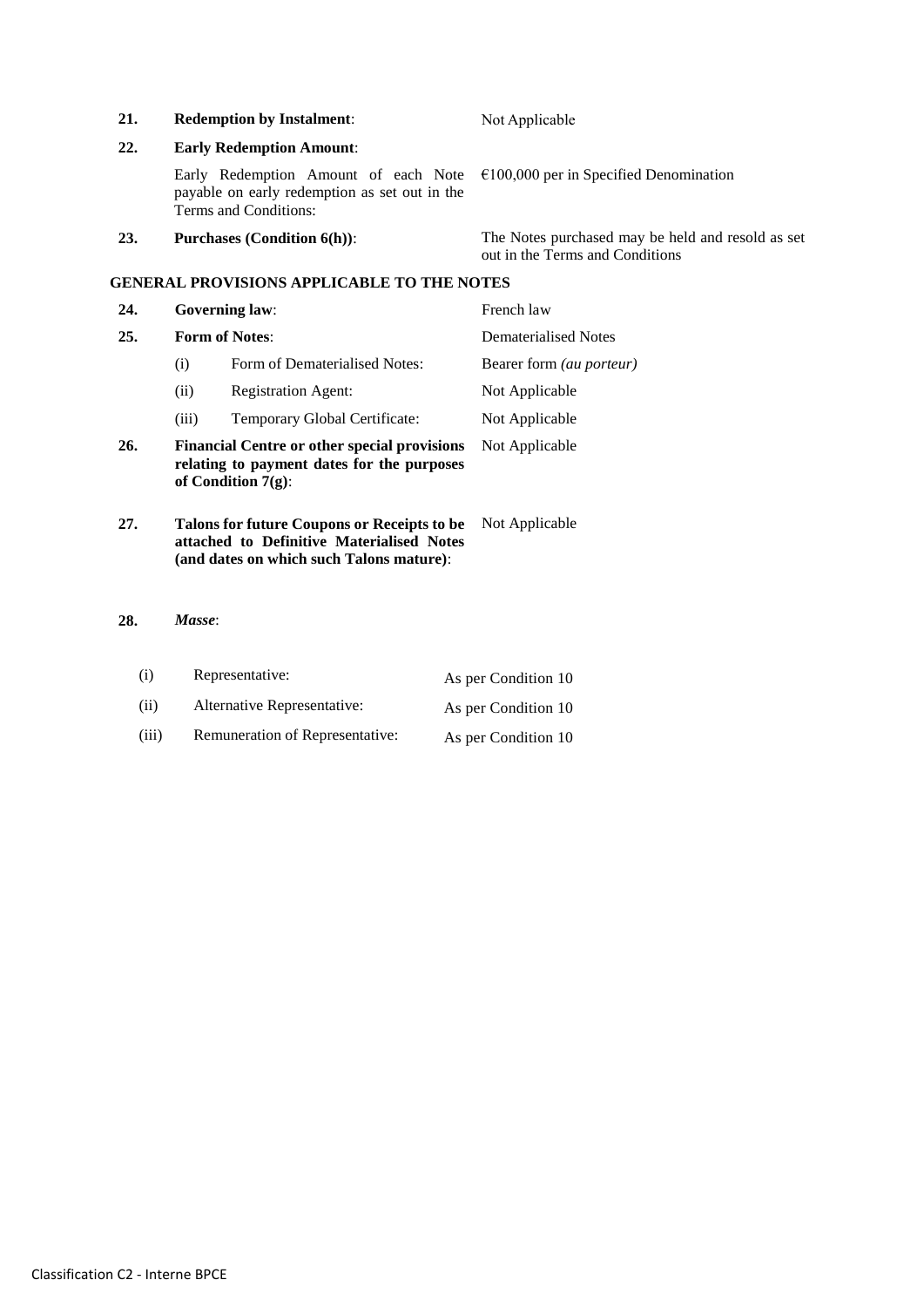| | | |
|---|---|---|
| **21.** | **Redemption by Instalment**: | Not Applicable |
| **22.** | **Early Redemption Amount**: | |
| | Early Redemption Amount of each Note payable on early redemption as set out in the Terms and Conditions: | €100,000 per in Specified Denomination |
| **23.** | **Purchases (Condition 6(h))**: | The Notes purchased may be held and resold as set out in the Terms and Conditions |

**GENERAL PROVISIONS APPLICABLE TO THE NOTES**

| | | |
|---|---|---|
| **24.** | **Governing law**: | French law |
| **25.** | **Form of Notes**: | Dematerialised Notes |
| | (i) Form of Dematerialised Notes: | Bearer form *(au porteur)* |
| | (ii) Registration Agent: | Not Applicable |
| | (iii) Temporary Global Certificate: | Not Applicable |
| **26.** | **Financial Centre or other special provisions relating to payment dates for the purposes of Condition 7(g)**: | Not Applicable |
| **27.** | **Talons for future Coupons or Receipts to be attached to Definitive Materialised Notes (and dates on which such Talons mature)**: | Not Applicable |
| **28.** | ***Masse***: | |
| | (i) Representative: | As per Condition 10 |
| | (ii) Alternative Representative: | As per Condition 10 |
| | (iii) Remuneration of Representative: | As per Condition 10 |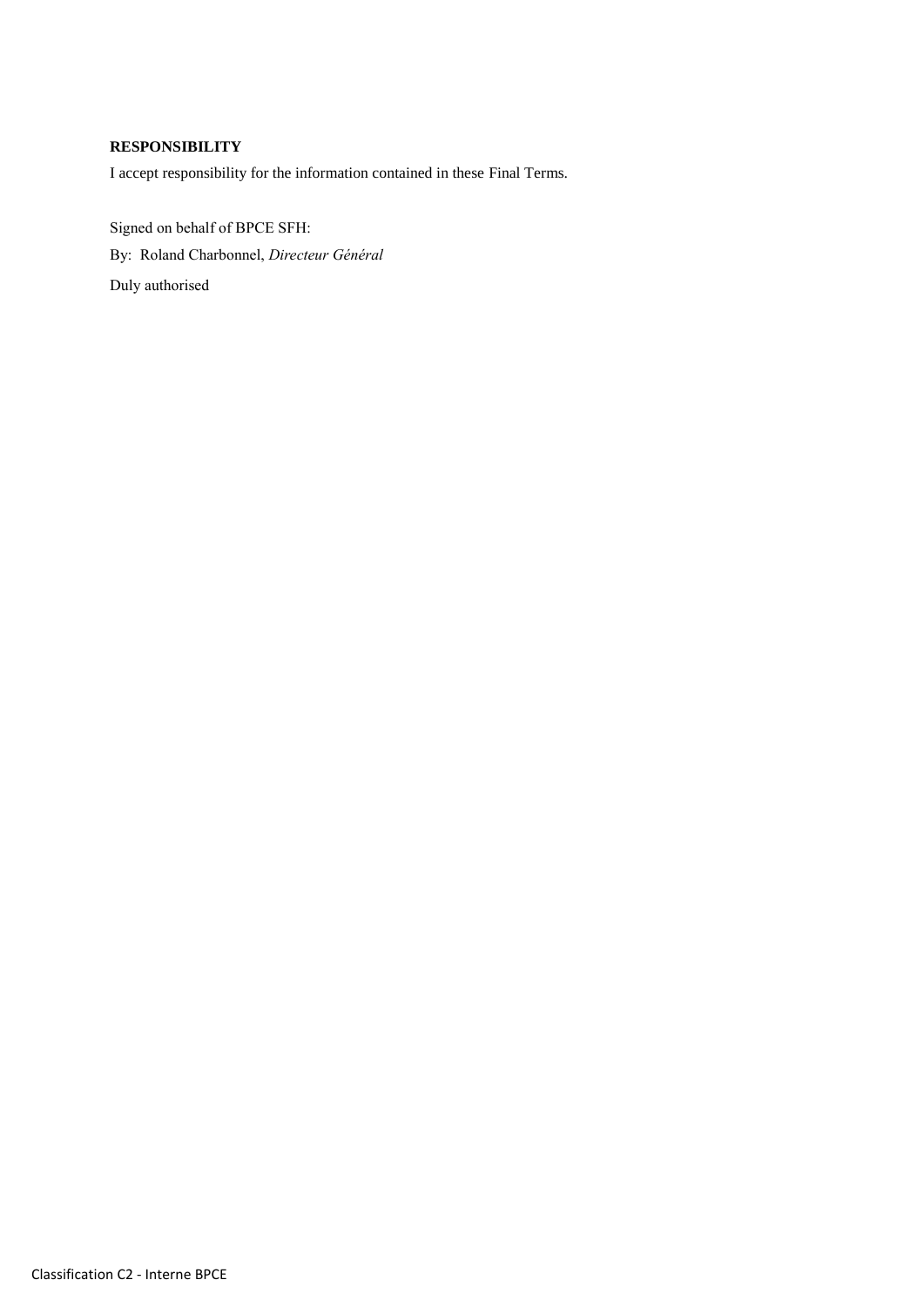**RESPONSIBILITY**

I accept responsibility for the information contained in these Final Terms.

Signed on behalf of BPCE SFH:

By: Roland Charbonnel, *Directeur Général*

Duly authorised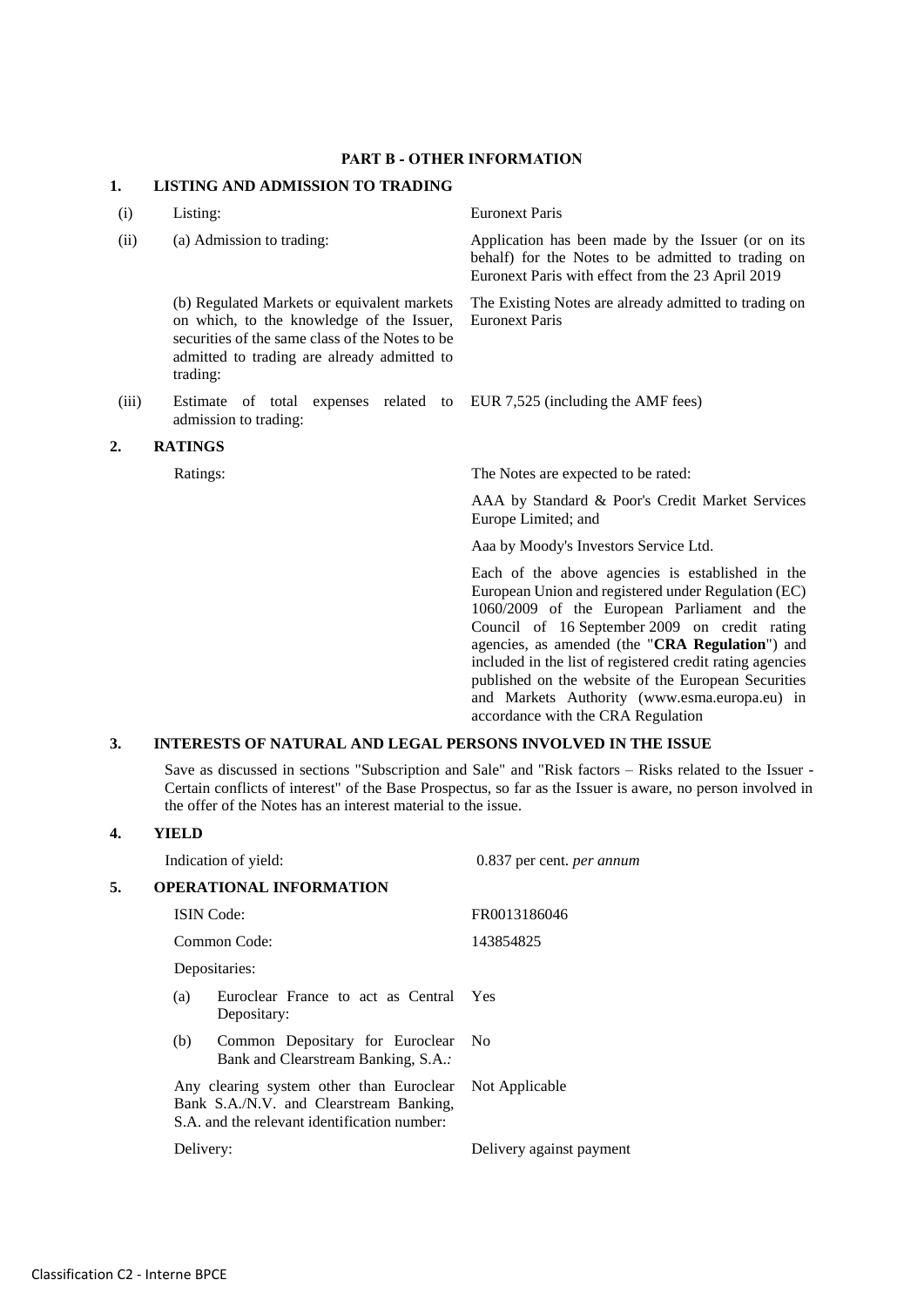## PART B - OTHER INFORMATION

### 1. LISTING AND ADMISSION TO TRADING

| | | |
|---|---|---|
| (i) | Listing: | Euronext Paris |
| (ii) | (a) Admission to trading: | Application has been made by the Issuer (or on its behalf) for the Notes to be admitted to trading on Euronext Paris with effect from the 23 April 2019 |
| | (b) Regulated Markets or equivalent markets on which, to the knowledge of the Issuer, securities of the same class of the Notes to be admitted to trading are already admitted to trading: | The Existing Notes are already admitted to trading on Euronext Paris |
| (iii) | Estimate of total expenses related to admission to trading: | EUR 7,525 (including the AMF fees) |

### 2. RATINGS

Ratings: The Notes are expected to be rated:

AAA by Standard & Poor's Credit Market Services Europe Limited; and

Aaa by Moody's Investors Service Ltd.

Each of the above agencies is established in the European Union and registered under Regulation (EC) 1060/2009 of the European Parliament and the Council of 16 September 2009 on credit rating agencies, as amended (the "**CRA Regulation**") and included in the list of registered credit rating agencies published on the website of the European Securities and Markets Authority (www.esma.europa.eu) in accordance with the CRA Regulation

### 3. INTERESTS OF NATURAL AND LEGAL PERSONS INVOLVED IN THE ISSUE

Save as discussed in sections "Subscription and Sale" and "Risk factors – Risks related to the Issuer - Certain conflicts of interest" of the Base Prospectus, so far as the Issuer is aware, no person involved in the offer of the Notes has an interest material to the issue.

### 4. YIELD

Indication of yield: 0.837 per cent. *per annum*

### 5. OPERATIONAL INFORMATION

| | |
|---|---|
| ISIN Code: | FR0013186046 |
| Common Code: | 143854825 |
| Depositaries: | |
| (a) Euroclear France to act as Central Depositary: | Yes |
| (b) Common Depositary for Euroclear Bank and Clearstream Banking, S.A.: | No |
| Any clearing system other than Euroclear Bank S.A./N.V. and Clearstream Banking, S.A. and the relevant identification number: | Not Applicable |
| Delivery: | Delivery against payment |

Classification C2 - Interne BPCE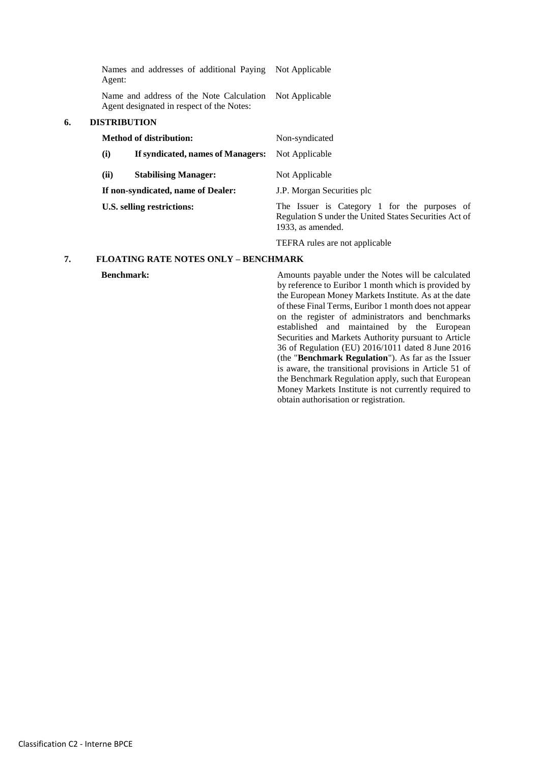| | |
|---|---|
| Names and addresses of additional Paying Agent: | Not Applicable |
| Name and address of the Note Calculation Agent designated in respect of the Notes: | Not Applicable |

## 6. DISTRIBUTION

| | |
|---|---|
| **Method of distribution:** | Non-syndicated |
| **(i) If syndicated, names of Managers:** | Not Applicable |
| **(ii) Stabilising Manager:** | Not Applicable |
| **If non-syndicated, name of Dealer:** | J.P. Morgan Securities plc |
| **U.S. selling restrictions:** | The Issuer is Category 1 for the purposes of Regulation S under the United States Securities Act of 1933, as amended.<br><br>TEFRA rules are not applicable |

## 7. FLOATING RATE NOTES ONLY – BENCHMARK

| | |
|---|---|
| **Benchmark:** | Amounts payable under the Notes will be calculated by reference to Euribor 1 month which is provided by the European Money Markets Institute. As at the date of these Final Terms, Euribor 1 month does not appear on the register of administrators and benchmarks established and maintained by the European Securities and Markets Authority pursuant to Article 36 of Regulation (EU) 2016/1011 dated 8 June 2016 (the "**Benchmark Regulation**"). As far as the Issuer is aware, the transitional provisions in Article 51 of the Benchmark Regulation apply, such that European Money Markets Institute is not currently required to obtain authorisation or registration. |